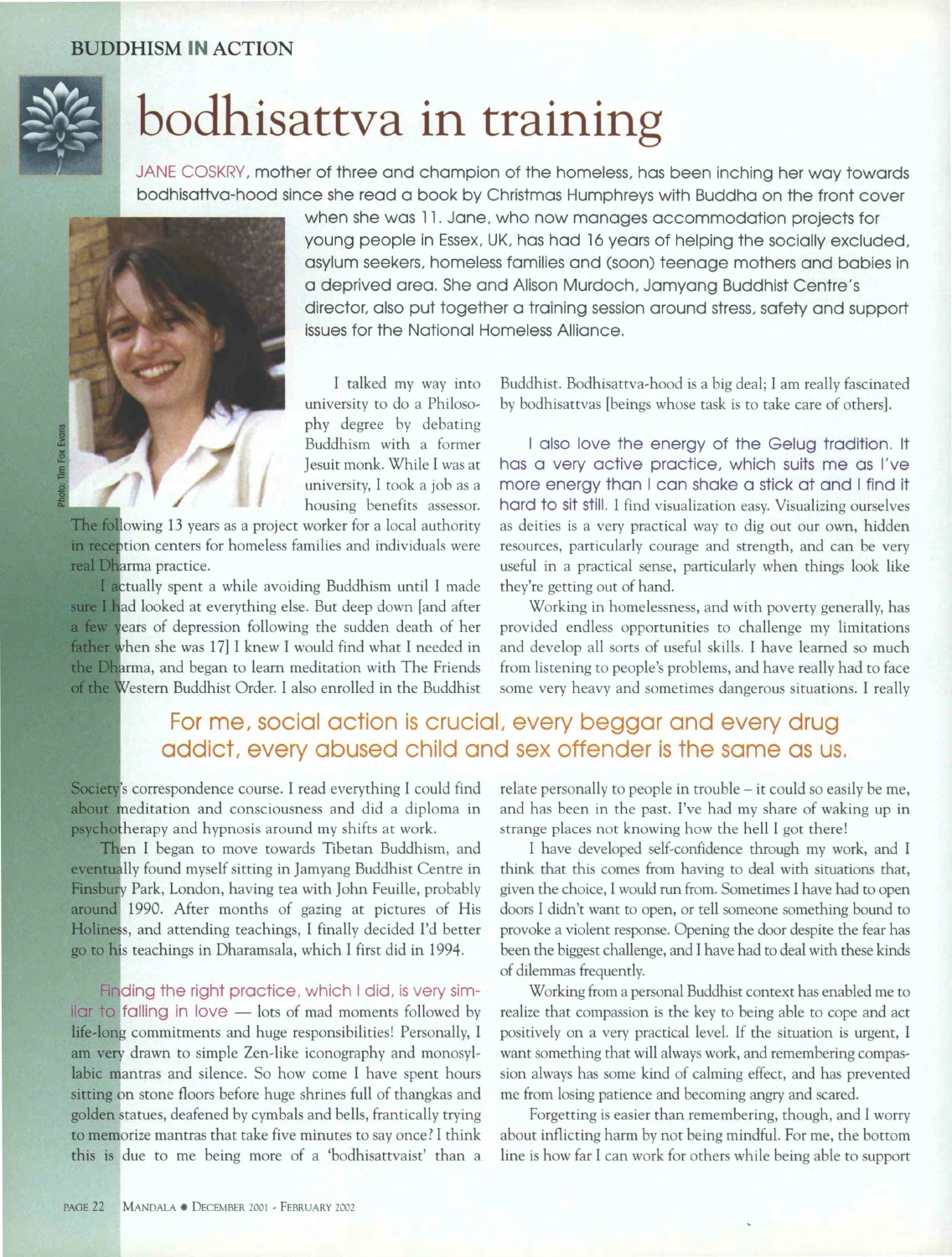BUDDHISM IN ACTION

# bodhisattva in training

JANE COSKRY, mother of three and champion of the homeless, has been inching her way towards bodhisattva-hood since she read a book by Christmas Humphreys with Buddha on the front cover when she was 11. Jane, who now manages accommodation projects for young people in Essex, UK, has had 16 years of helping the socially excluded, asylum seekers, homeless families and (soon) teenage mothers and babies in a deprived area. She and Alison Murdoch, Jamyang Buddhist Centre's director, also put together a training session around stress, safety and support issues for the National Homeless Alliance.

Photo: Tim Fox Evans

I talked my way into university to do a Philosophy degree by debating Buddhism with a former Jesuit monk. While I was at university, I took a job as a housing benefits assessor. The following 13 years as a project worker for a local authority in reception centers for homeless families and individuals were real Dharma practice.

I actually spent a while avoiding Buddhism until I made sure I had looked at everything else. But deep down [and after a few years of depression following the sudden death of her father when she was 17] I knew I would find what I needed in the Dharma, and began to learn meditation with The Friends of the Western Buddhist Order. I also enrolled in the Buddhist Society's correspondence course. I read everything I could find about meditation and consciousness and did a diploma in psychotherapy and hypnosis around my shifts at work.

Then I began to move towards Tibetan Buddhism, and eventually found myself sitting in Jamyang Buddhist Centre in Finsbury Park, London, having tea with John Feuille, probably around 1990. After months of gazing at pictures of His Holiness, and attending teachings, I finally decided I'd better go to his teachings in Dharamsala, which I first did in 1994.

Finding the right practice, which I did, is very similar to falling in love — lots of mad moments followed by life-long commitments and huge responsibilities! Personally, I am very drawn to simple Zen-like iconography and monosyllabic mantras and silence. So how come I have spent hours sitting on stone floors before huge shrines full of thangkas and golden statues, deafened by cymbals and bells, frantically trying to memorize mantras that take five minutes to say once? I think this is due to me being more of a 'bodhisattvaist' than a Buddhist. Bodhisattva-hood is a big deal; I am really fascinated by bodhisattvas [beings whose task is to take care of others].

I also love the energy of the Gelug tradition. It has a very active practice, which suits me as I've more energy than I can shake a stick at and I find it hard to sit still. I find visualization easy. Visualizing ourselves as deities is a very practical way to dig out our own, hidden resources, particularly courage and strength, and can be very useful in a practical sense, particularly when things look like they're getting out of hand.

Working in homelessness, and with poverty generally, has provided endless opportunities to challenge my limitations and develop all sorts of useful skills. I have learned so much from listening to people's problems, and have really had to face some very heavy and sometimes dangerous situations. I really relate personally to people in trouble – it could so easily be me, and has been in the past. I've had my share of waking up in strange places not knowing how the hell I got there!

**For me, social action is crucial, every beggar and every drug addict, every abused child and sex offender is the same as us.**

I have developed self-confidence through my work, and I think that this comes from having to deal with situations that, given the choice, I would run from. Sometimes I have had to open doors I didn't want to open, or tell someone something bound to provoke a violent response. Opening the door despite the fear has been the biggest challenge, and I have had to deal with these kinds of dilemmas frequently.

Working from a personal Buddhist context has enabled me to realize that compassion is the key to being able to cope and act positively on a very practical level. If the situation is urgent, I want something that will always work, and remembering compassion always has some kind of calming effect, and has prevented me from losing patience and becoming angry and scared.

Forgetting is easier than remembering, though, and I worry about inflicting harm by not being mindful. For me, the bottom line is how far I can work for others while being able to support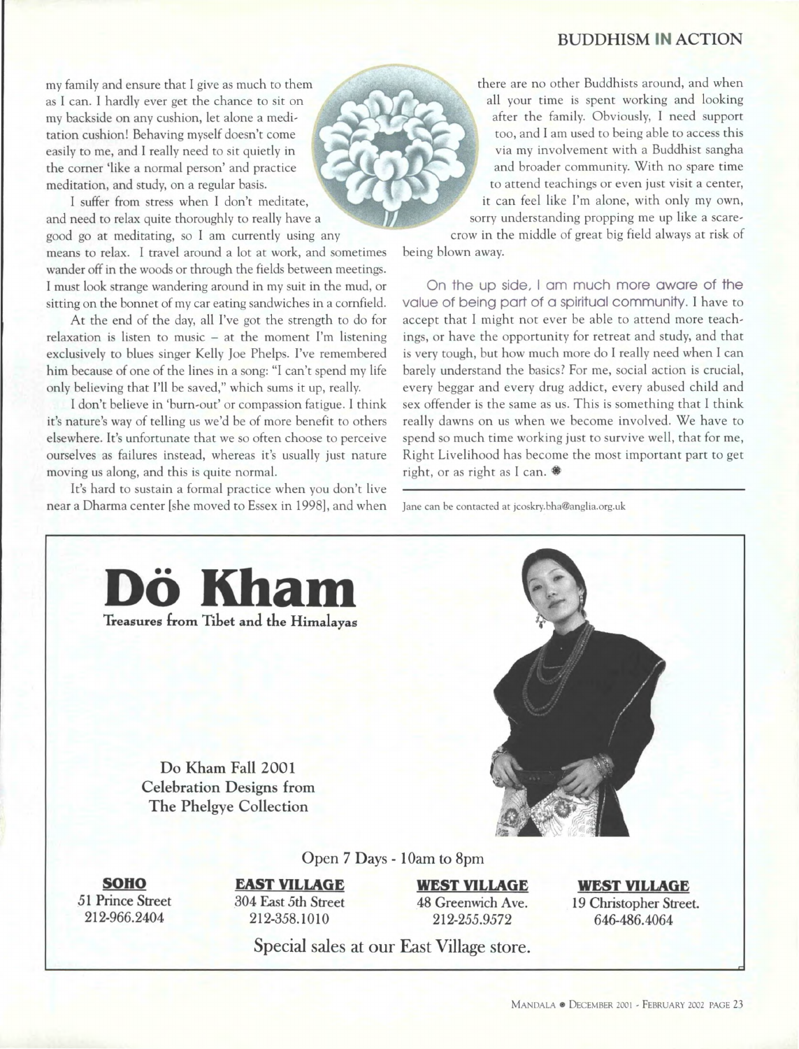my family and ensure that I give as much to them as I can. I hardly ever get the chance to sit on my backside on any cushion, let alone a meditation cushion! Behaving myself doesn't come easily to me, and I really need to sit quietly in the corner 'like a normal person' and practice meditation, and study, on a regular basis.

I suffer from stress when I don't meditate, and need to relax quite thoroughly to really have a good go at meditating, so I am currently using any means to relax. I travel around a lot at work, and sometimes wander off in the woods or through the fields between meetings. I must look strange wandering around in my suit in the mud, or sitting on the bonnet of my car eating sandwiches in a cornfield.

At the end of the day, all I've got the strength to do for relaxation is listen to music – at the moment I'm listening exclusively to blues singer Kelly Joe Phelps. I've remembered him because of one of the lines in a song: "I can't spend my life only believing that I'll be saved," which sums it up, really.

I don't believe in 'burn-out' or compassion fatigue. I think it's nature's way of telling us we'd be of more benefit to others elsewhere. It's unfortunate that we so often choose to perceive ourselves as failures instead, whereas it's usually just nature moving us along, and this is quite normal.

It's hard to sustain a formal practice when you don't live near a Dharma center [she moved to Essex in 1998], and when there are no other Buddhists around, and when all your time is spent working and looking after the family. Obviously, I need support too, and I am used to being able to access this via my involvement with a Buddhist sangha and broader community. With no spare time to attend teachings or even just visit a center, it can feel like I'm alone, with only my own, sorry understanding propping me up like a scarecrow in the middle of great big field always at risk of being blown away.

On the up side, I am much more aware of the value of being part of a spiritual community. I have to accept that I might not ever be able to attend more teachings, or have the opportunity for retreat and study, and that is very tough, but how much more do I really need when I can barely understand the basics? For me, social action is crucial, every beggar and every drug addict, every abused child and sex offender is the same as us. This is something that I think really dawns on us when we become involved. We have to spend so much time working just to survive well, that for me, Right Livelihood has become the most important part to get right, or as right as I can.

Jane can be contacted at jcoskry.bha@anglia.org.uk

---

# Dö Kham

**Treasures from Tibet and the Himalayas**

Do Kham Fall 2001
Celebration Designs from
The Phelgye Collection

Open 7 Days - 10am to 8pm

**SOHO**
51 Prince Street
212-966.2404

**EAST VILLAGE**
304 East 5th Street
212-358.1010

**WEST VILLAGE**
48 Greenwich Ave.
212-255.9572

**WEST VILLAGE**
19 Christopher Street.
646-486.4064

Special sales at our East Village store.